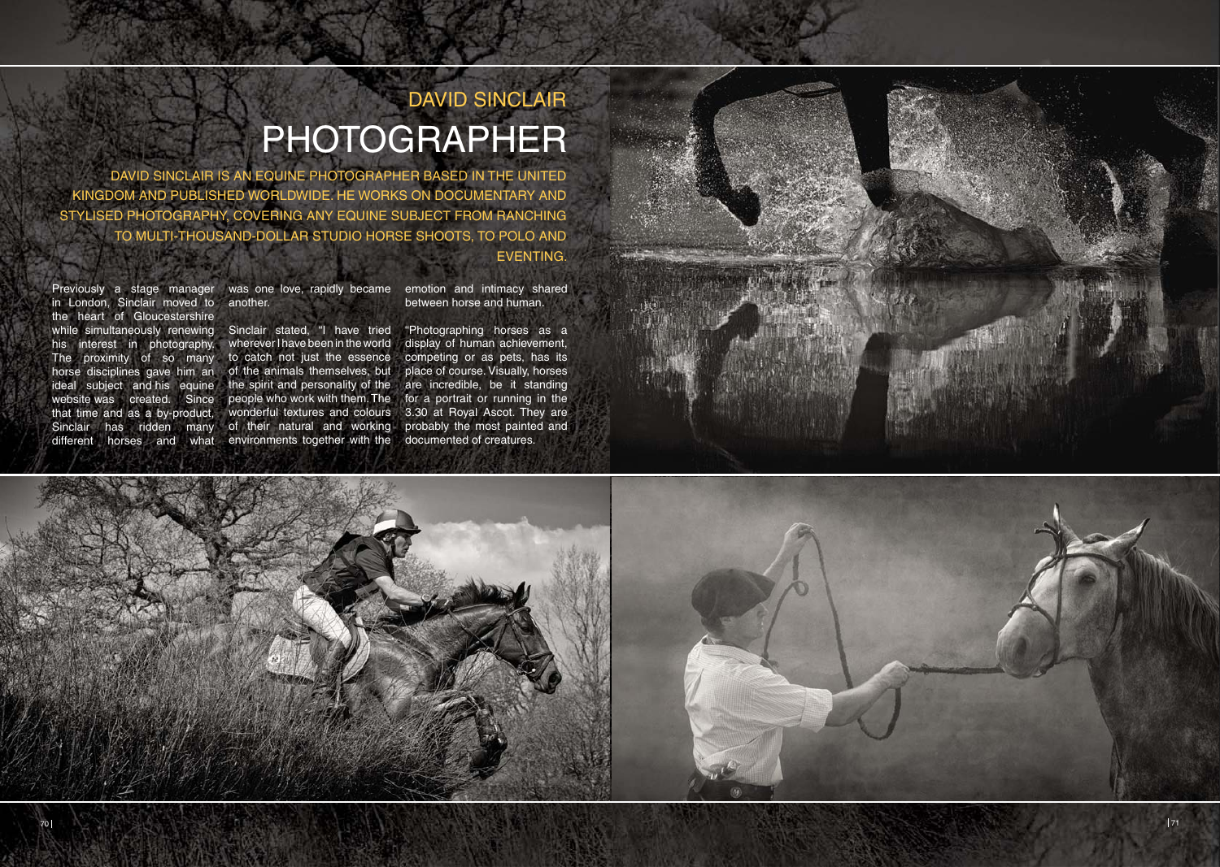## DAVID SINCLAIR

# PHOTOGRAPHER

DAVID SINCLAIR IS AN EQUINE PHOTOGRAPHER BASED IN THE UNITED KINGDOM AND PUBLISHED WORLDWIDE. HE WORKS ON DOCUMENTARY AND STYLISED PHOTOGRAPHY, COVERING ANY EQUINE SUBJECT FROM RANCHING TO MULTI-THOUSAND-DOLLAR STUDIO HORSE SHOOTS, TO POLO AND EVENTING.

Previously a stage manager in London, Sinclair moved to the heart of Gloucestershire while simultaneously renewing his interest in photography. The proximity of so many horse disciplines gave him an ideal subject and his equine website was created. Since that time and as a by-product, Sinclair has ridden many different horses and what was one love, rapidly became another.

Sinclair stated, "I have tried wherever I have been in the world to catch not just the essence of the animals themselves, but the spirit and personality of the people who work with them. The wonderful textures and colours of their natural and working environments together with the emotion and intimacy shared between horse and human.

"Photographing horses as a display of human achievement, competing or as pets, has its place of course. Visually, horses are incredible, be it standing for a portrait or running in the 3.30 at Royal Ascot. They are probably the most painted and documented of creatures.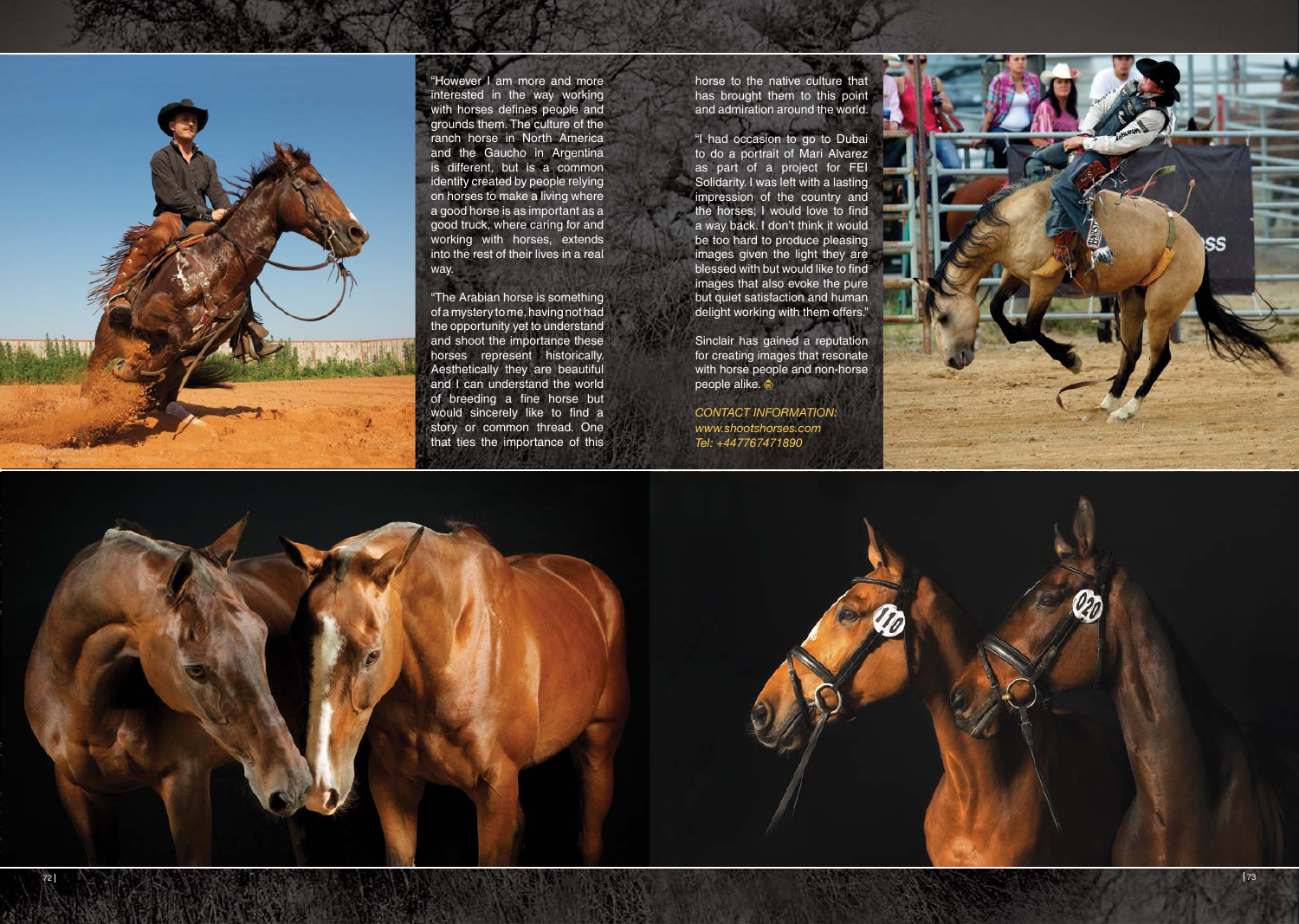"However I am more and more interested in the way working with horses defines people and grounds them. The culture of the ranch horse in North America and the Gaucho in Argentina is different, but is a common identity created by people relying on horses to make a living where a good horse is as important as a good truck, where caring for and working with horses, extends into the rest of their lives in a real way.

"The Arabian horse is something of a mystery to me, having not had the opportunity yet to understand and shoot the importance these horses represent historically. Aesthetically they are beautiful and I can understand the world of breeding a fine horse but would sincerely like to find a story or common thread. One that ties the importance of this horse to the native culture that has brought them to this point and admiration around the world.

"I had occasion to go to Dubai to do a portrait of Mari Alvarez as part of a project for FEI Solidarity. I was left with a lasting impression of the country and the horses; I would love to find a way back. I don't think it would be too hard to produce pleasing images given the light they are blessed with but would like to find images that also evoke the pure but quiet satisfaction and human delight working with them offers."

Sinclair has gained a reputation for creating images that resonate with horse people and non-horse people alike.

*CONTACT INFORMATION:*
*www.shootshorses.com*
*Tel: +447767471890*